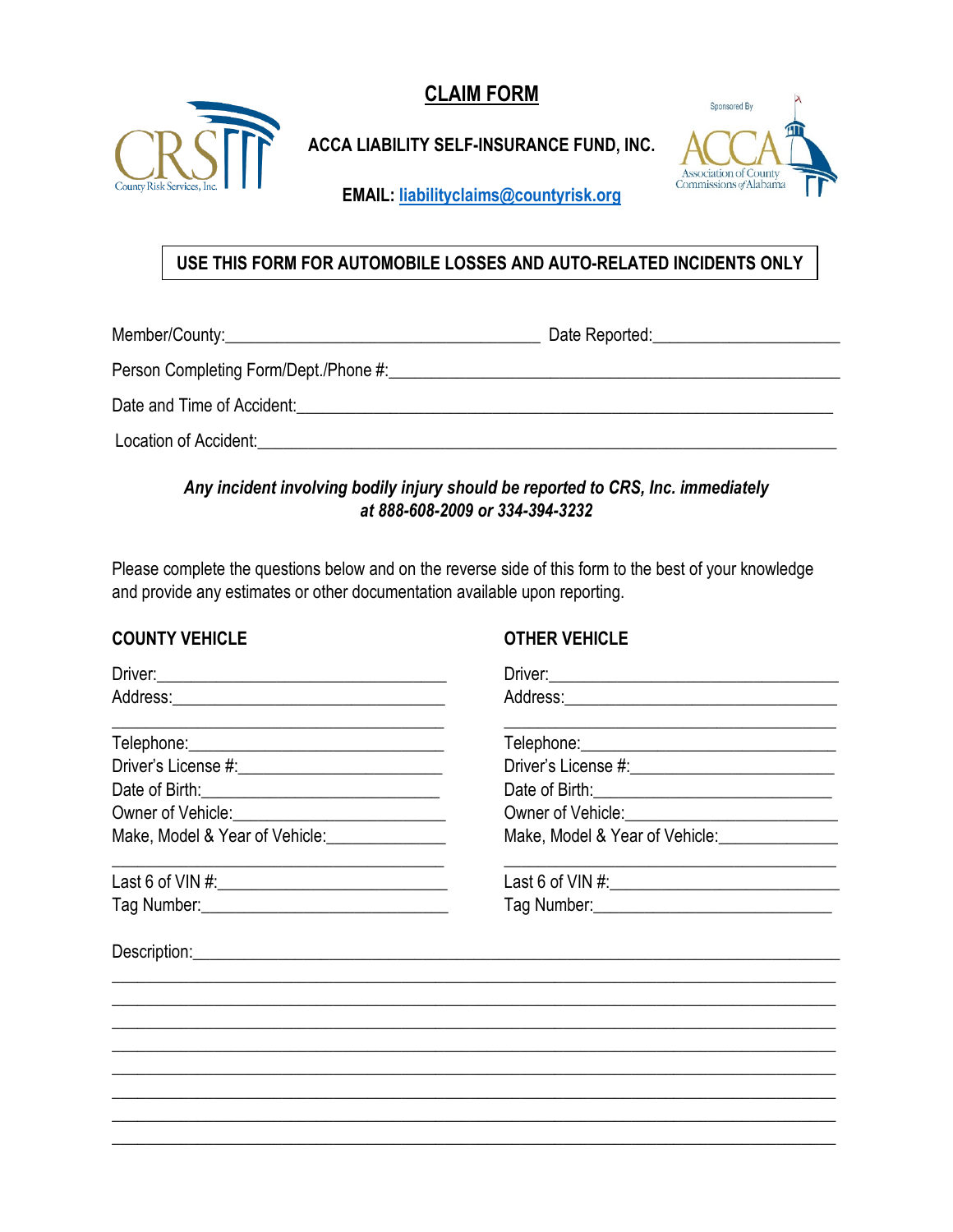# CLAIM FORM

CRS County Risk Services, Inc.

**ACCA LIABILITY SELF-INSURANCE FUND, INC.**

**EMAIL: liabilityclaims@countyrisk.org**

Sponsored By ACCA Association of County Commissions of Alabama

**USE THIS FORM FOR AUTOMOBILE LOSSES AND AUTO-RELATED INCIDENTS ONLY**

Member/County:_________________________________ Date Reported:____________________

Person Completing Form/Dept./Phone #:_______________________________________________

Date and Time of Accident:__________________________________________________________

Location of Accident:_______________________________________________________________

***Any incident involving bodily injury should be reported to CRS, Inc. immediately at 888-608-2009 or 334-394-3232***

Please complete the questions below and on the reverse side of this form to the best of your knowledge and provide any estimates or other documentation available upon reporting.

**COUNTY VEHICLE**

Driver:_______________________________
Address:_____________________________
_____________________________________
Telephone:___________________________
Driver's License #:_____________________
Date of Birth:_________________________
Owner of Vehicle:______________________
Make, Model & Year of Vehicle:_____________
_____________________________________
Last 6 of VIN #:_______________________
Tag Number:__________________________

**OTHER VEHICLE**

Driver:_______________________________
Address:_____________________________
_____________________________________
Telephone:___________________________
Driver's License #:_____________________
Date of Birth:_________________________
Owner of Vehicle:______________________
Make, Model & Year of Vehicle:_____________
_____________________________________
Last 6 of VIN #:_______________________
Tag Number:__________________________

Description:_______________________________________________________________________
___________________________________________________________________________________
___________________________________________________________________________________
___________________________________________________________________________________
___________________________________________________________________________________
___________________________________________________________________________________
___________________________________________________________________________________
___________________________________________________________________________________
___________________________________________________________________________________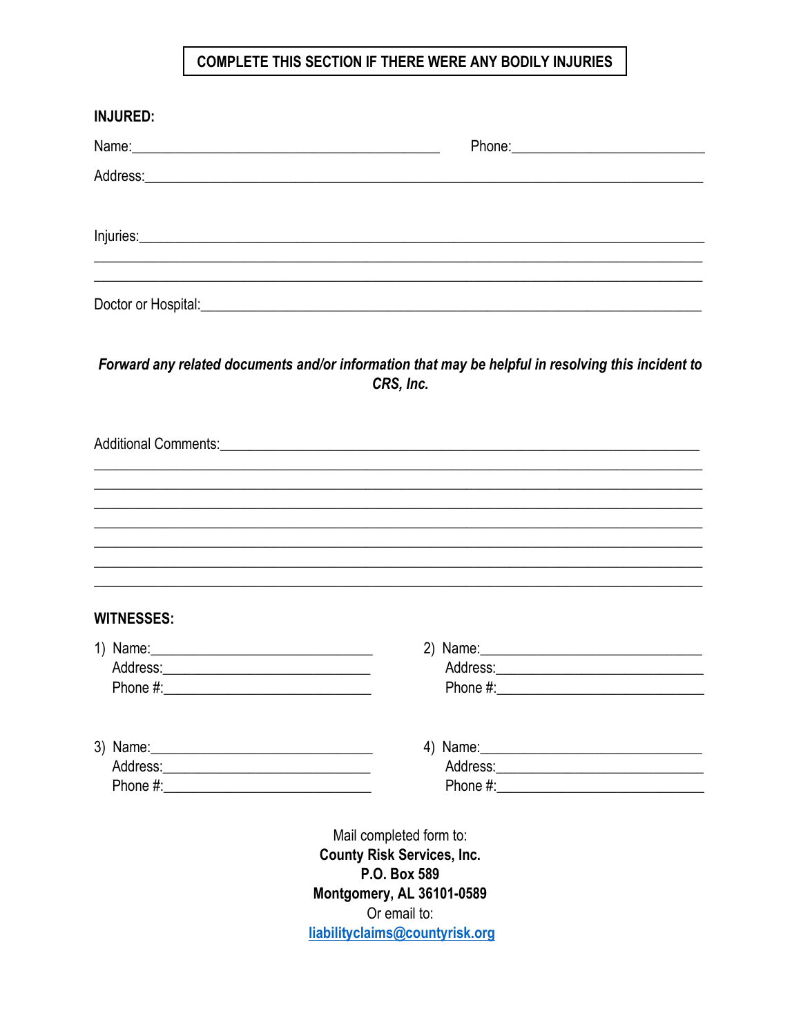**COMPLETE THIS SECTION IF THERE WERE ANY BODILY INJURIES**

**INJURED:**

Name:\_\_\_\_\_\_\_\_\_\_\_\_\_\_\_\_\_\_\_\_\_\_\_\_\_\_\_\_\_\_\_\_\_\_\_\_\_\_\_\_\_\_ Phone:\_\_\_\_\_\_\_\_\_\_\_\_\_\_\_\_\_\_\_\_\_\_\_\_\_\_

Address:\_\_\_\_\_\_\_\_\_\_\_\_\_\_\_\_\_\_\_\_\_\_\_\_\_\_\_\_\_\_\_\_\_\_\_\_\_\_\_\_\_\_\_\_\_\_\_\_\_\_\_\_\_\_\_\_\_\_\_\_\_\_\_\_\_\_\_\_\_\_\_\_\_\_\_\_

Injuries:\_\_\_\_\_\_\_\_\_\_\_\_\_\_\_\_\_\_\_\_\_\_\_\_\_\_\_\_\_\_\_\_\_\_\_\_\_\_\_\_\_\_\_\_\_\_\_\_\_\_\_\_\_\_\_\_\_\_\_\_\_\_\_\_\_\_\_\_\_\_\_\_\_\_\_\_

\_\_\_\_\_\_\_\_\_\_\_\_\_\_\_\_\_\_\_\_\_\_\_\_\_\_\_\_\_\_\_\_\_\_\_\_\_\_\_\_\_\_\_\_\_\_\_\_\_\_\_\_\_\_\_\_\_\_\_\_\_\_\_\_\_\_\_\_\_\_\_\_\_\_\_\_\_\_\_\_\_\_

\_\_\_\_\_\_\_\_\_\_\_\_\_\_\_\_\_\_\_\_\_\_\_\_\_\_\_\_\_\_\_\_\_\_\_\_\_\_\_\_\_\_\_\_\_\_\_\_\_\_\_\_\_\_\_\_\_\_\_\_\_\_\_\_\_\_\_\_\_\_\_\_\_\_\_\_\_\_\_\_\_\_

Doctor or Hospital:\_\_\_\_\_\_\_\_\_\_\_\_\_\_\_\_\_\_\_\_\_\_\_\_\_\_\_\_\_\_\_\_\_\_\_\_\_\_\_\_\_\_\_\_\_\_\_\_\_\_\_\_\_\_\_\_\_\_\_\_\_\_\_\_\_\_\_\_\_\_

***Forward any related documents and/or information that may be helpful in resolving this incident to CRS, Inc.***

Additional Comments:\_\_\_\_\_\_\_\_\_\_\_\_\_\_\_\_\_\_\_\_\_\_\_\_\_\_\_\_\_\_\_\_\_\_\_\_\_\_\_\_\_\_\_\_\_\_\_\_\_\_\_\_\_\_\_\_\_\_\_\_\_\_\_\_\_\_

\_\_\_\_\_\_\_\_\_\_\_\_\_\_\_\_\_\_\_\_\_\_\_\_\_\_\_\_\_\_\_\_\_\_\_\_\_\_\_\_\_\_\_\_\_\_\_\_\_\_\_\_\_\_\_\_\_\_\_\_\_\_\_\_\_\_\_\_\_\_\_\_\_\_\_\_\_\_\_\_\_\_

\_\_\_\_\_\_\_\_\_\_\_\_\_\_\_\_\_\_\_\_\_\_\_\_\_\_\_\_\_\_\_\_\_\_\_\_\_\_\_\_\_\_\_\_\_\_\_\_\_\_\_\_\_\_\_\_\_\_\_\_\_\_\_\_\_\_\_\_\_\_\_\_\_\_\_\_\_\_\_\_\_\_

\_\_\_\_\_\_\_\_\_\_\_\_\_\_\_\_\_\_\_\_\_\_\_\_\_\_\_\_\_\_\_\_\_\_\_\_\_\_\_\_\_\_\_\_\_\_\_\_\_\_\_\_\_\_\_\_\_\_\_\_\_\_\_\_\_\_\_\_\_\_\_\_\_\_\_\_\_\_\_\_\_\_

\_\_\_\_\_\_\_\_\_\_\_\_\_\_\_\_\_\_\_\_\_\_\_\_\_\_\_\_\_\_\_\_\_\_\_\_\_\_\_\_\_\_\_\_\_\_\_\_\_\_\_\_\_\_\_\_\_\_\_\_\_\_\_\_\_\_\_\_\_\_\_\_\_\_\_\_\_\_\_\_\_\_

\_\_\_\_\_\_\_\_\_\_\_\_\_\_\_\_\_\_\_\_\_\_\_\_\_\_\_\_\_\_\_\_\_\_\_\_\_\_\_\_\_\_\_\_\_\_\_\_\_\_\_\_\_\_\_\_\_\_\_\_\_\_\_\_\_\_\_\_\_\_\_\_\_\_\_\_\_\_\_\_\_\_

\_\_\_\_\_\_\_\_\_\_\_\_\_\_\_\_\_\_\_\_\_\_\_\_\_\_\_\_\_\_\_\_\_\_\_\_\_\_\_\_\_\_\_\_\_\_\_\_\_\_\_\_\_\_\_\_\_\_\_\_\_\_\_\_\_\_\_\_\_\_\_\_\_\_\_\_\_\_\_\_\_\_

\_\_\_\_\_\_\_\_\_\_\_\_\_\_\_\_\_\_\_\_\_\_\_\_\_\_\_\_\_\_\_\_\_\_\_\_\_\_\_\_\_\_\_\_\_\_\_\_\_\_\_\_\_\_\_\_\_\_\_\_\_\_\_\_\_\_\_\_\_\_\_\_\_\_\_\_\_\_\_\_\_\_

**WITNESSES:**

1) Name:\_\_\_\_\_\_\_\_\_\_\_\_\_\_\_\_\_\_\_\_\_\_\_\_\_\_\_\_\_\_
   Address:\_\_\_\_\_\_\_\_\_\_\_\_\_\_\_\_\_\_\_\_\_\_\_\_\_\_\_\_\_
   Phone #:\_\_\_\_\_\_\_\_\_\_\_\_\_\_\_\_\_\_\_\_\_\_\_\_\_\_\_\_\_

2) Name:\_\_\_\_\_\_\_\_\_\_\_\_\_\_\_\_\_\_\_\_\_\_\_\_\_\_\_\_\_\_
   Address:\_\_\_\_\_\_\_\_\_\_\_\_\_\_\_\_\_\_\_\_\_\_\_\_\_\_\_\_\_
   Phone #:\_\_\_\_\_\_\_\_\_\_\_\_\_\_\_\_\_\_\_\_\_\_\_\_\_\_\_\_\_

3) Name:\_\_\_\_\_\_\_\_\_\_\_\_\_\_\_\_\_\_\_\_\_\_\_\_\_\_\_\_\_\_
   Address:\_\_\_\_\_\_\_\_\_\_\_\_\_\_\_\_\_\_\_\_\_\_\_\_\_\_\_\_\_
   Phone #:\_\_\_\_\_\_\_\_\_\_\_\_\_\_\_\_\_\_\_\_\_\_\_\_\_\_\_\_\_

4) Name:\_\_\_\_\_\_\_\_\_\_\_\_\_\_\_\_\_\_\_\_\_\_\_\_\_\_\_\_\_\_
   Address:\_\_\_\_\_\_\_\_\_\_\_\_\_\_\_\_\_\_\_\_\_\_\_\_\_\_\_\_\_
   Phone #:\_\_\_\_\_\_\_\_\_\_\_\_\_\_\_\_\_\_\_\_\_\_\_\_\_\_\_\_\_

Mail completed form to:
**County Risk Services, Inc.**
**P.O. Box 589**
**Montgomery, AL 36101-0589**
Or email to:
**liabilityclaims@countyrisk.org**